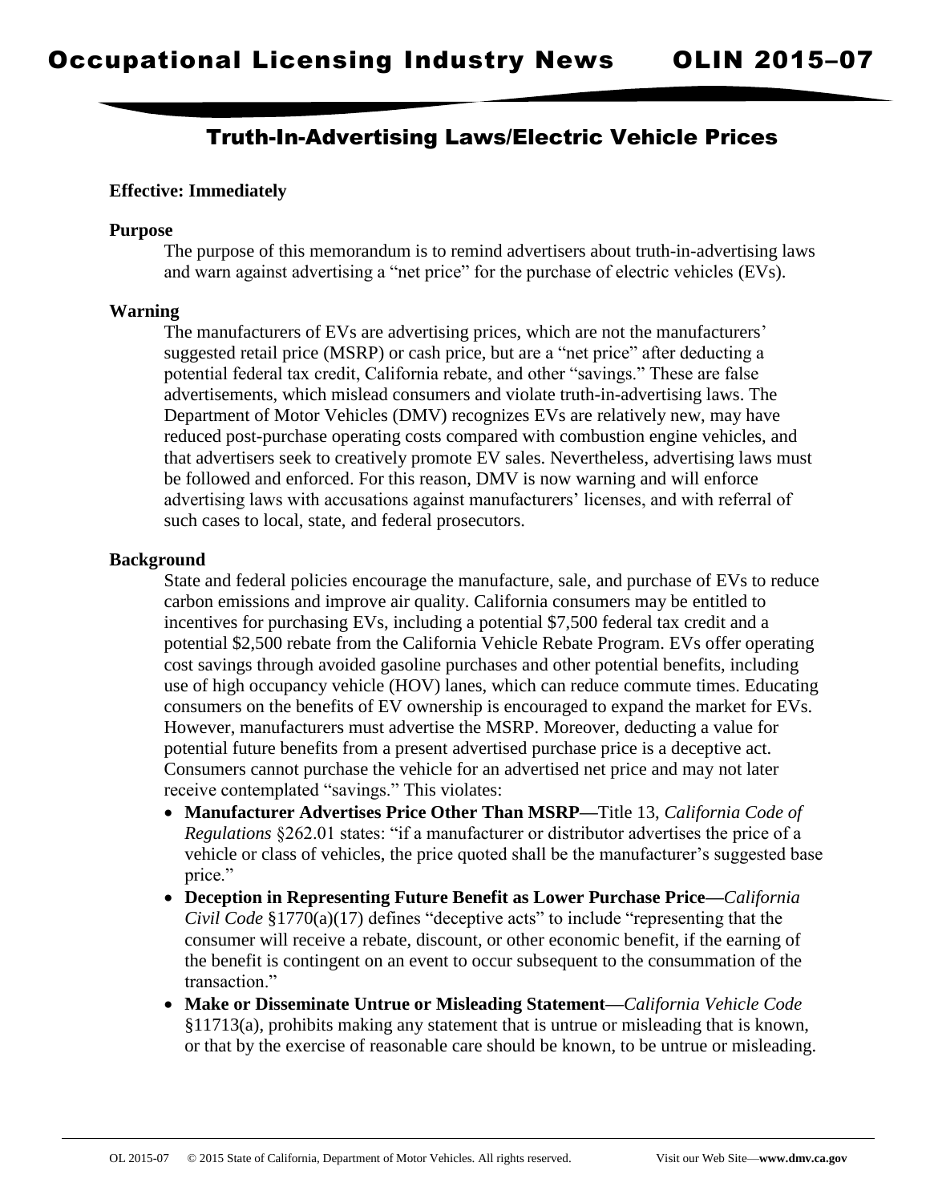# Occupational Licensing Industry News — OLIN 2015–07

## Truth-In-Advertising Laws/Electric Vehicle Prices

**Effective: Immediately**

**Purpose**

The purpose of this memorandum is to remind advertisers about truth-in-advertising laws and warn against advertising a "net price" for the purchase of electric vehicles (EVs).

**Warning**

The manufacturers of EVs are advertising prices, which are not the manufacturers' suggested retail price (MSRP) or cash price, but are a "net price" after deducting a potential federal tax credit, California rebate, and other "savings." These are false advertisements, which mislead consumers and violate truth-in-advertising laws. The Department of Motor Vehicles (DMV) recognizes EVs are relatively new, may have reduced post-purchase operating costs compared with combustion engine vehicles, and that advertisers seek to creatively promote EV sales. Nevertheless, advertising laws must be followed and enforced. For this reason, DMV is now warning and will enforce advertising laws with accusations against manufacturers' licenses, and with referral of such cases to local, state, and federal prosecutors.

**Background**

State and federal policies encourage the manufacture, sale, and purchase of EVs to reduce carbon emissions and improve air quality. California consumers may be entitled to incentives for purchasing EVs, including a potential $7,500 federal tax credit and a potential $2,500 rebate from the California Vehicle Rebate Program. EVs offer operating cost savings through avoided gasoline purchases and other potential benefits, including use of high occupancy vehicle (HOV) lanes, which can reduce commute times. Educating consumers on the benefits of EV ownership is encouraged to expand the market for EVs. However, manufacturers must advertise the MSRP. Moreover, deducting a value for potential future benefits from a present advertised purchase price is a deceptive act. Consumers cannot purchase the vehicle for an advertised net price and may not later receive contemplated "savings." This violates:

- **Manufacturer Advertises Price Other Than MSRP—**Title 13, *California Code of Regulations* §262.01 states: "if a manufacturer or distributor advertises the price of a vehicle or class of vehicles, the price quoted shall be the manufacturer's suggested base price."
- **Deception in Representing Future Benefit as Lower Purchase Price—***California Civil Code* §1770(a)(17) defines "deceptive acts" to include "representing that the consumer will receive a rebate, discount, or other economic benefit, if the earning of the benefit is contingent on an event to occur subsequent to the consummation of the transaction."
- **Make or Disseminate Untrue or Misleading Statement—***California Vehicle Code* §11713(a), prohibits making any statement that is untrue or misleading that is known, or that by the exercise of reasonable care should be known, to be untrue or misleading.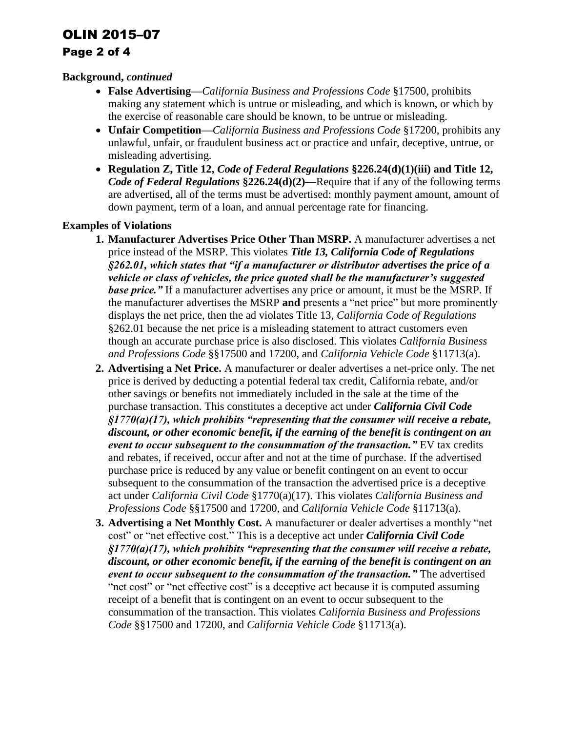**Background,** ***continued***

- **False Advertising—***California Business and Professions Code* §17500, prohibits making any statement which is untrue or misleading, and which is known, or which by the exercise of reasonable care should be known, to be untrue or misleading.
- **Unfair Competition—***California Business and Professions Code* §17200, prohibits any unlawful, unfair, or fraudulent business act or practice and unfair, deceptive, untrue, or misleading advertising.
- **Regulation Z, Title 12,** ***Code of Federal Regulations*** **§226.24(d)(1)(iii) and Title 12,** ***Code of Federal Regulations*** **§226.24(d)(2)—**Require that if any of the following terms are advertised, all of the terms must be advertised: monthly payment amount, amount of down payment, term of a loan, and annual percentage rate for financing.

**Examples of Violations**

1. **Manufacturer Advertises Price Other Than MSRP.** A manufacturer advertises a net price instead of the MSRP. This violates ***Title 13, California Code of Regulations §262.01, which states that "if a manufacturer or distributor advertises the price of a vehicle or class of vehicles, the price quoted shall be the manufacturer's suggested base price."*** If a manufacturer advertises any price or amount, it must be the MSRP. If the manufacturer advertises the MSRP **and** presents a "net price" but more prominently displays the net price, then the ad violates Title 13, *California Code of Regulations* §262.01 because the net price is a misleading statement to attract customers even though an accurate purchase price is also disclosed. This violates *California Business and Professions Code* §§17500 and 17200, and *California Vehicle Code* §11713(a).
2. **Advertising a Net Price.** A manufacturer or dealer advertises a net-price only. The net price is derived by deducting a potential federal tax credit, California rebate, and/or other savings or benefits not immediately included in the sale at the time of the purchase transaction. This constitutes a deceptive act under ***California Civil Code §1770(a)(17), which prohibits "representing that the consumer will receive a rebate, discount, or other economic benefit, if the earning of the benefit is contingent on an event to occur subsequent to the consummation of the transaction."*** EV tax credits and rebates, if received, occur after and not at the time of purchase. If the advertised purchase price is reduced by any value or benefit contingent on an event to occur subsequent to the consummation of the transaction the advertised price is a deceptive act under *California Civil Code* §1770(a)(17). This violates *California Business and Professions Code* §§17500 and 17200, and *California Vehicle Code* §11713(a).
3. **Advertising a Net Monthly Cost.** A manufacturer or dealer advertises a monthly "net cost" or "net effective cost." This is a deceptive act under ***California Civil Code §1770(a)(17), which prohibits "representing that the consumer will receive a rebate, discount, or other economic benefit, if the earning of the benefit is contingent on an event to occur subsequent to the consummation of the transaction."*** The advertised "net cost" or "net effective cost" is a deceptive act because it is computed assuming receipt of a benefit that is contingent on an event to occur subsequent to the consummation of the transaction. This violates *California Business and Professions Code* §§17500 and 17200, and *California Vehicle Code* §11713(a).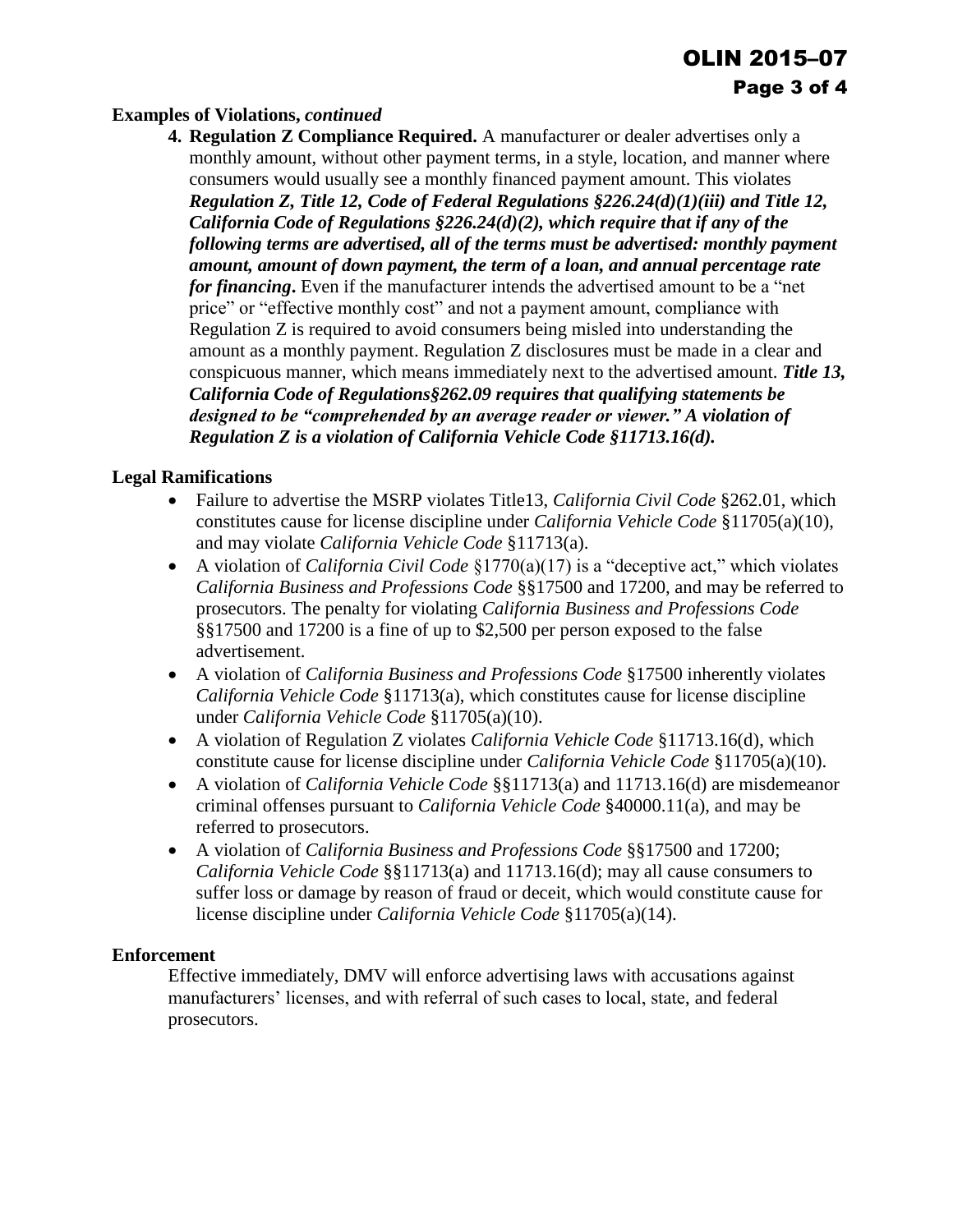**Examples of Violations,** ***continued***

4. **Regulation Z Compliance Required.** A manufacturer or dealer advertises only a monthly amount, without other payment terms, in a style, location, and manner where consumers would usually see a monthly financed payment amount. This violates ***Regulation Z, Title 12, Code of Federal Regulations §226.24(d)(1)(iii) and Title 12, California Code of Regulations §226.24(d)(2), which require that if any of the following terms are advertised, all of the terms must be advertised: monthly payment amount, amount of down payment, the term of a loan, and annual percentage rate for financing*****.** Even if the manufacturer intends the advertised amount to be a "net price" or "effective monthly cost" and not a payment amount, compliance with Regulation Z is required to avoid consumers being misled into understanding the amount as a monthly payment. Regulation Z disclosures must be made in a clear and conspicuous manner, which means immediately next to the advertised amount. ***Title 13, California Code of Regulations§262.09 requires that qualifying statements be designed to be "comprehended by an average reader or viewer." A violation of Regulation Z is a violation of California Vehicle Code §11713.16(d).***

**Legal Ramifications**

- Failure to advertise the MSRP violates Title13, *California Civil Code* §262.01, which constitutes cause for license discipline under *California Vehicle Code* §11705(a)(10), and may violate *California Vehicle Code* §11713(a).
- A violation of *California Civil Code* §1770(a)(17) is a "deceptive act," which violates *California Business and Professions Code* §§17500 and 17200, and may be referred to prosecutors. The penalty for violating *California Business and Professions Code* §§17500 and 17200 is a fine of up to $2,500 per person exposed to the false advertisement.
- A violation of *California Business and Professions Code* §17500 inherently violates *California Vehicle Code* §11713(a), which constitutes cause for license discipline under *California Vehicle Code* §11705(a)(10).
- A violation of Regulation Z violates *California Vehicle Code* §11713.16(d), which constitute cause for license discipline under *California Vehicle Code* §11705(a)(10).
- A violation of *California Vehicle Code* §§11713(a) and 11713.16(d) are misdemeanor criminal offenses pursuant to *California Vehicle Code* §40000.11(a), and may be referred to prosecutors.
- A violation of *California Business and Professions Code* §§17500 and 17200; *California Vehicle Code* §§11713(a) and 11713.16(d); may all cause consumers to suffer loss or damage by reason of fraud or deceit, which would constitute cause for license discipline under *California Vehicle Code* §11705(a)(14).

**Enforcement**

Effective immediately, DMV will enforce advertising laws with accusations against manufacturers' licenses, and with referral of such cases to local, state, and federal prosecutors.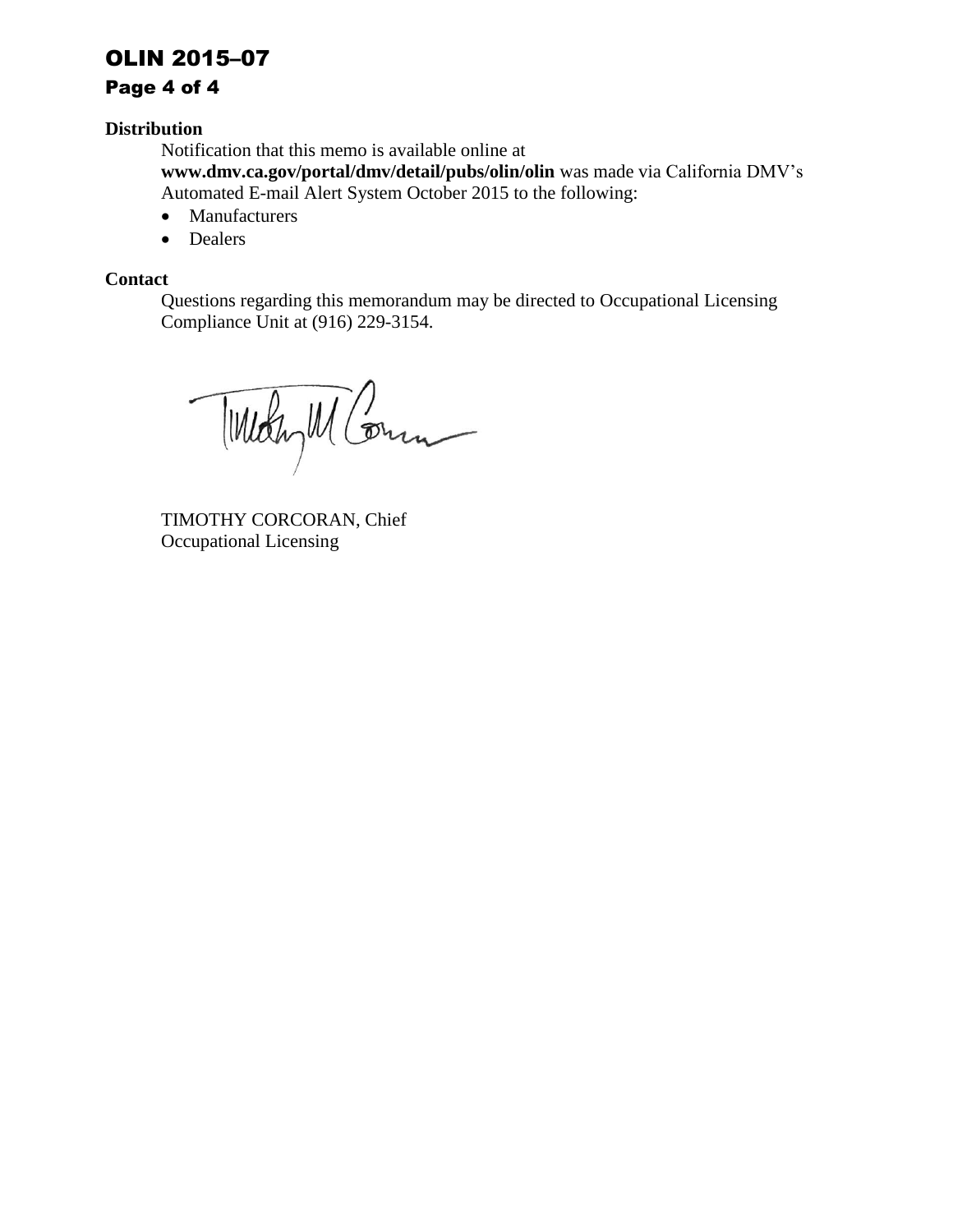**Distribution**

Notification that this memo is available online at **www.dmv.ca.gov/portal/dmv/detail/pubs/olin/olin** was made via California DMV's Automated E-mail Alert System October 2015 to the following:

- Manufacturers
- Dealers

**Contact**

Questions regarding this memorandum may be directed to Occupational Licensing Compliance Unit at (916) 229-3154.

TIMOTHY CORCORAN, Chief
Occupational Licensing